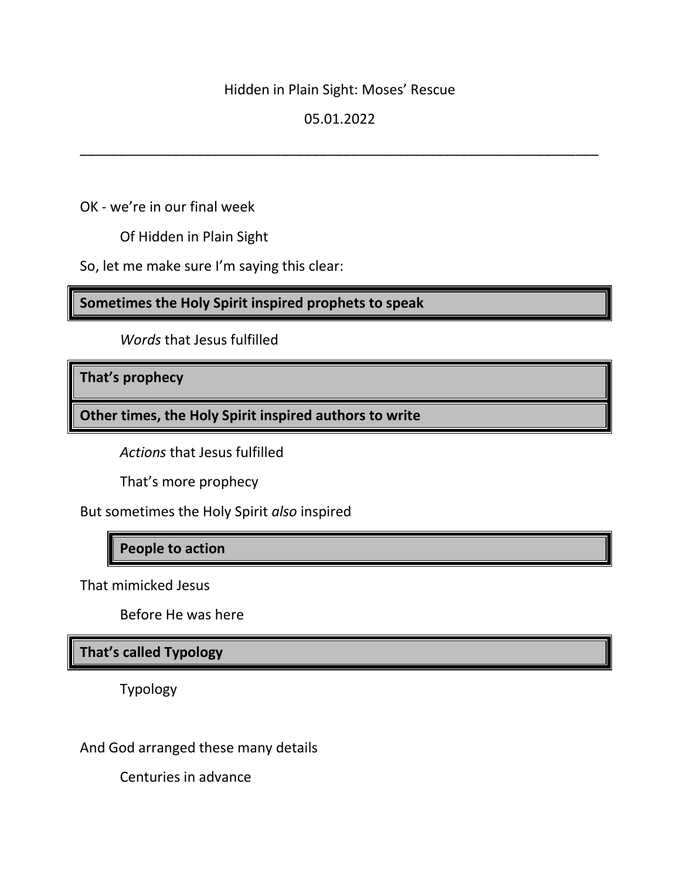Hidden in Plain Sight: Moses' Rescue

05.01.2022

---

OK - we're in our final week

Of Hidden in Plain Sight

So, let me make sure I'm saying this clear:

**Sometimes the Holy Spirit inspired prophets to speak**

*Words* that Jesus fulfilled

**That's prophecy**

**Other times, the Holy Spirit inspired authors to write**

*Actions* that Jesus fulfilled

That's more prophecy

But sometimes the Holy Spirit *also* inspired

**People to action**

That mimicked Jesus

Before He was here

**That's called Typology**

Typology

And God arranged these many details

Centuries in advance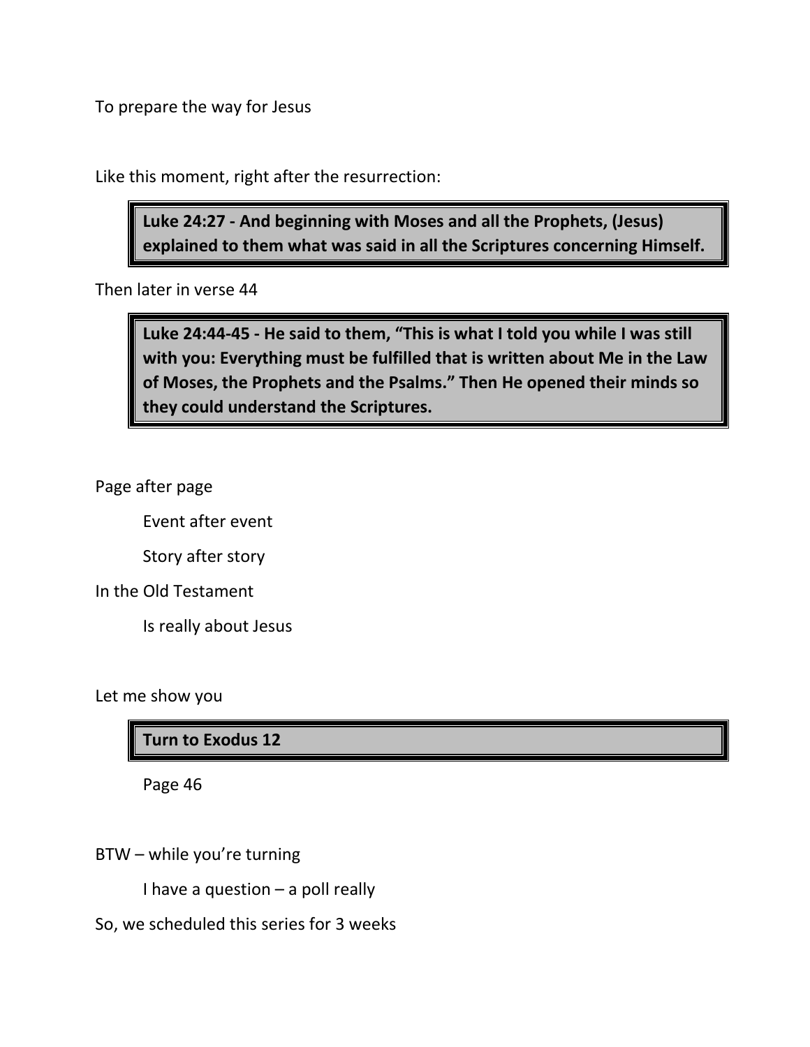To prepare the way for Jesus

Like this moment, right after the resurrection:

> **Luke 24:27 - And beginning with Moses and all the Prophets, (Jesus) explained to them what was said in all the Scriptures concerning Himself.**

Then later in verse 44

> **Luke 24:44-45 - He said to them, "This is what I told you while I was still with you: Everything must be fulfilled that is written about Me in the Law of Moses, the Prophets and the Psalms." Then He opened their minds so they could understand the Scriptures.**

Page after page

  Event after event

  Story after story

In the Old Testament

  Is really about Jesus

Let me show you

> **Turn to Exodus 12**

  Page 46

BTW – while you're turning

  I have a question – a poll really

So, we scheduled this series for 3 weeks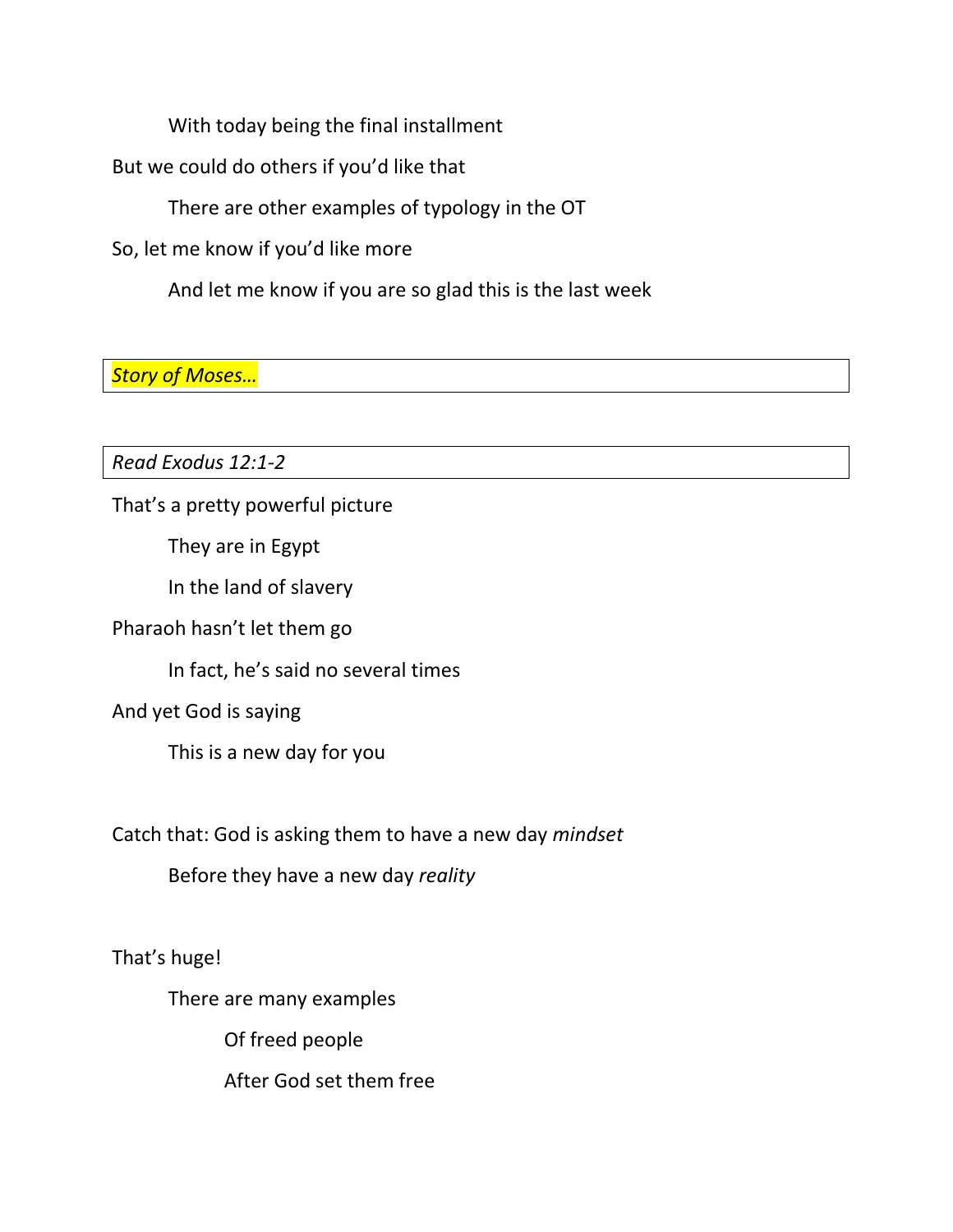With today being the final installment

But we could do others if you'd like that

There are other examples of typology in the OT

So, let me know if you'd like more

And let me know if you are so glad this is the last week

*Story of Moses…*

*Read Exodus 12:1-2*

That's a pretty powerful picture

They are in Egypt

In the land of slavery

Pharaoh hasn't let them go

In fact, he's said no several times

And yet God is saying

This is a new day for you

Catch that: God is asking them to have a new day *mindset*

Before they have a new day *reality*

That's huge!

There are many examples

Of freed people

After God set them free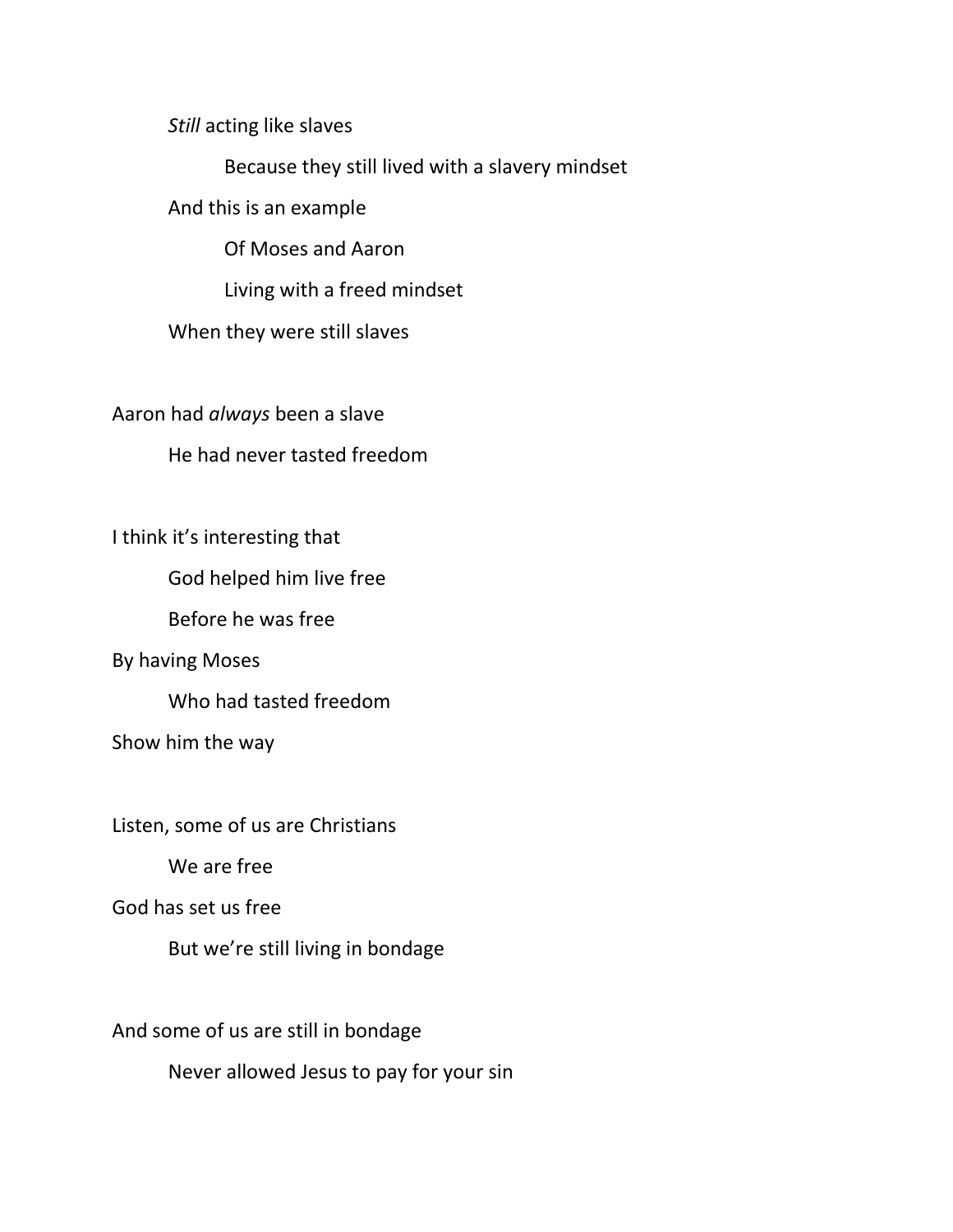*Still* acting like slaves

Because they still lived with a slavery mindset

And this is an example

Of Moses and Aaron

Living with a freed mindset

When they were still slaves

Aaron had *always* been a slave

He had never tasted freedom

I think it's interesting that

God helped him live free

Before he was free

By having Moses

Who had tasted freedom

Show him the way

Listen, some of us are Christians

We are free

God has set us free

But we're still living in bondage

And some of us are still in bondage

Never allowed Jesus to pay for your sin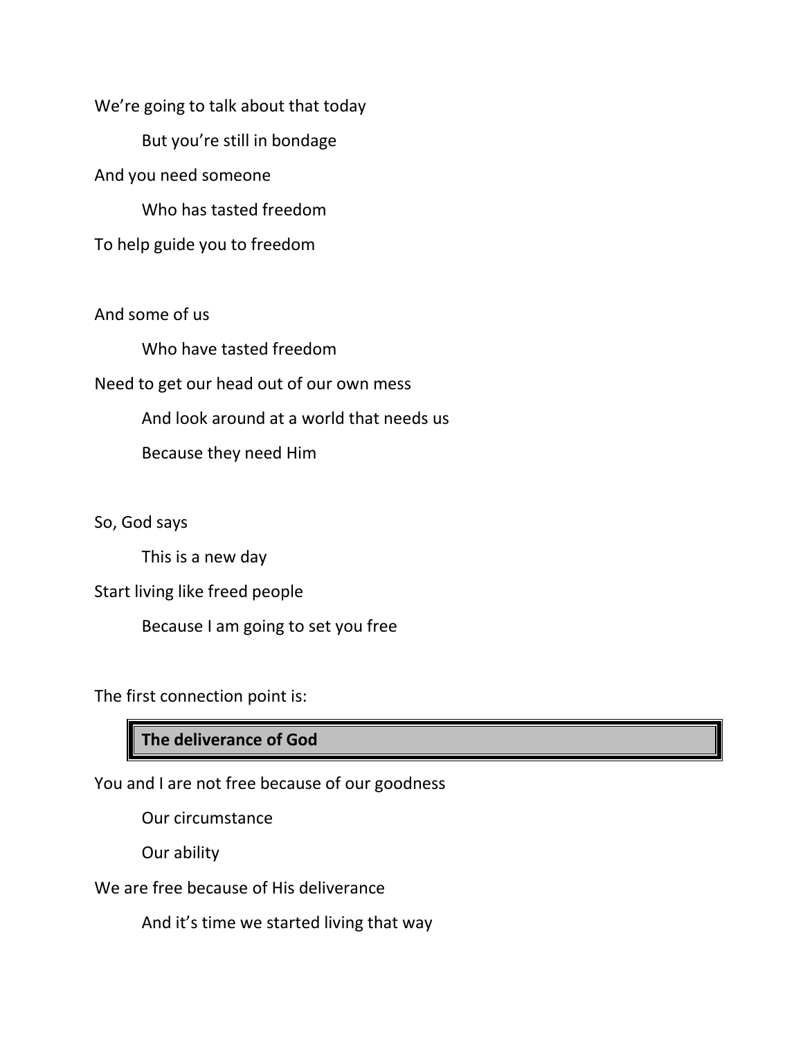We’re going to talk about that today

But you’re still in bondage

And you need someone

Who has tasted freedom

To help guide you to freedom

And some of us

Who have tasted freedom

Need to get our head out of our own mess

And look around at a world that needs us

Because they need Him

So, God says

This is a new day

Start living like freed people

Because I am going to set you free

The first connection point is:

**The deliverance of God**

You and I are not free because of our goodness

Our circumstance

Our ability

We are free because of His deliverance

And it’s time we started living that way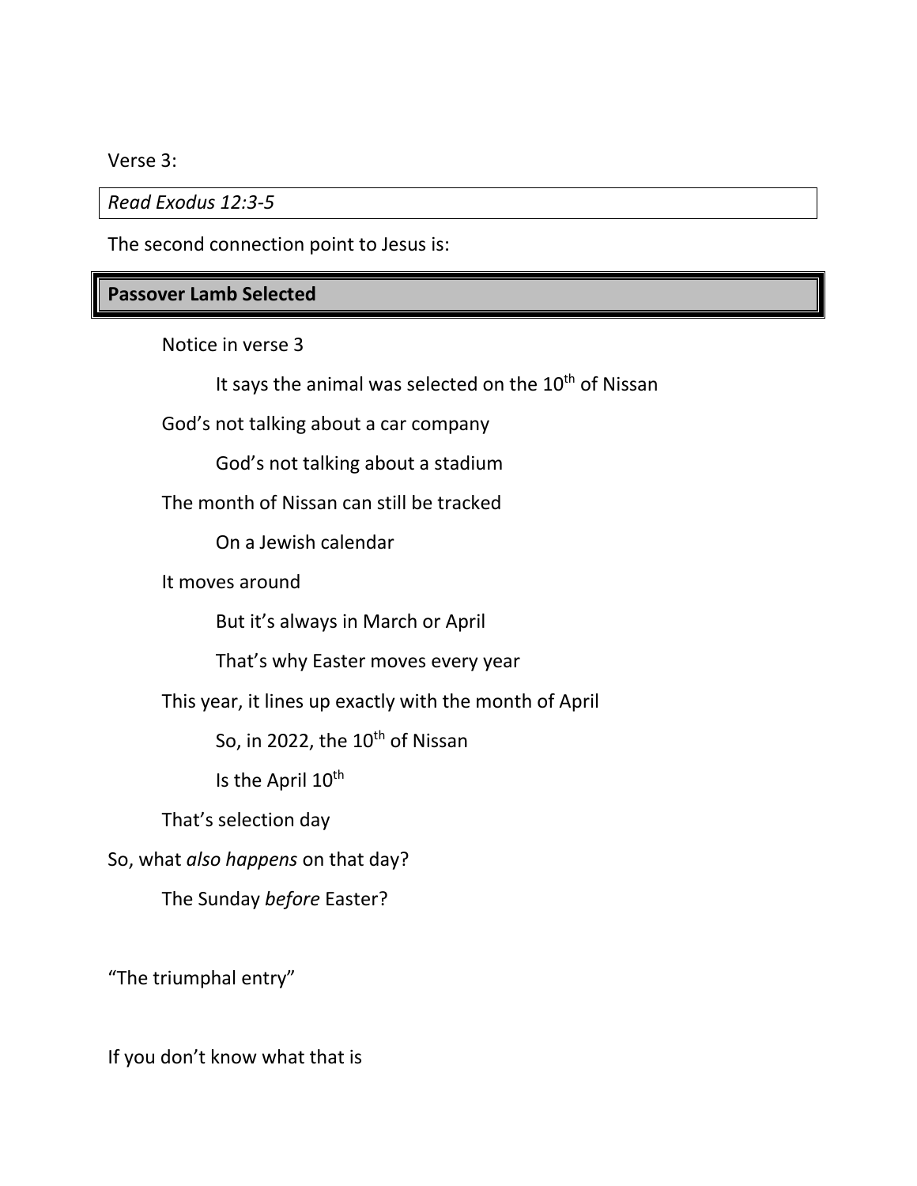Verse 3:

*Read Exodus 12:3-5*

The second connection point to Jesus is:

## Passover Lamb Selected

Notice in verse 3

It says the animal was selected on the 10th of Nissan

God's not talking about a car company

God's not talking about a stadium

The month of Nissan can still be tracked

On a Jewish calendar

It moves around

But it's always in March or April

That's why Easter moves every year

This year, it lines up exactly with the month of April

So, in 2022, the 10th of Nissan

Is the April 10th

That's selection day

So, what *also happens* on that day?

The Sunday *before* Easter?

"The triumphal entry"

If you don't know what that is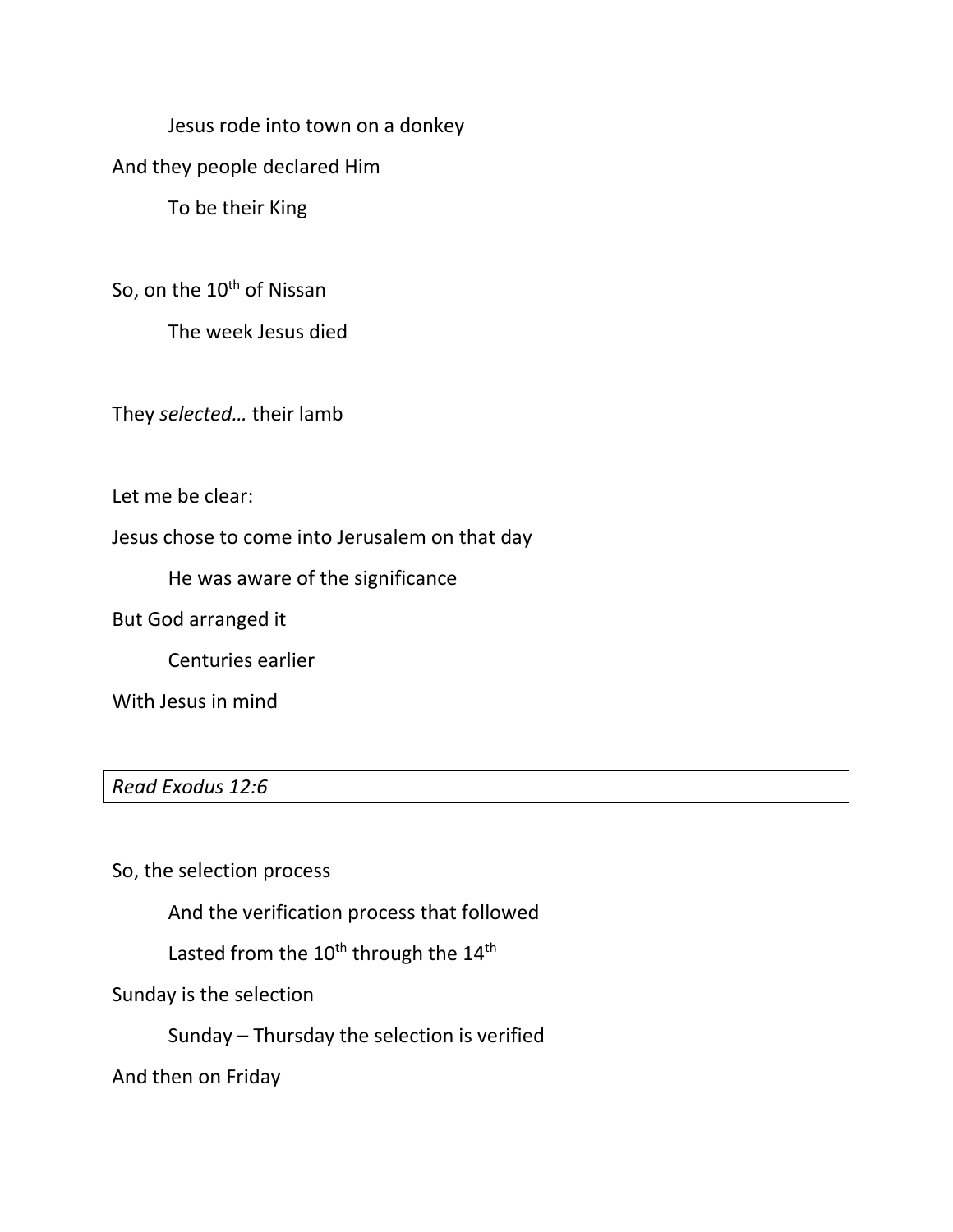Jesus rode into town on a donkey

And they people declared Him

To be their King

So, on the 10th of Nissan

The week Jesus died

They *selected…* their lamb

Let me be clear:

Jesus chose to come into Jerusalem on that day

He was aware of the significance

But God arranged it

Centuries earlier

With Jesus in mind

| *Read Exodus 12:6* |
|---|

So, the selection process

And the verification process that followed

Lasted from the 10th through the 14th

Sunday is the selection

Sunday – Thursday the selection is verified

And then on Friday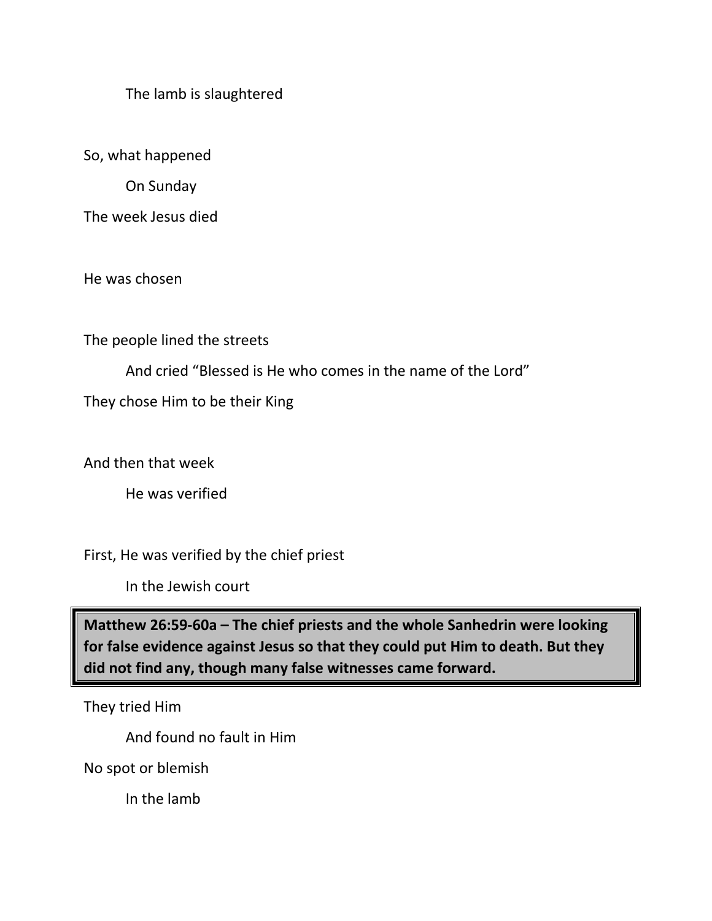The lamb is slaughtered

So, what happened

On Sunday

The week Jesus died

He was chosen

The people lined the streets

And cried "Blessed is He who comes in the name of the Lord"

They chose Him to be their King

And then that week

He was verified

First, He was verified by the chief priest

In the Jewish court

> **Matthew 26:59-60a – The chief priests and the whole Sanhedrin were looking for false evidence against Jesus so that they could put Him to death. But they did not find any, though many false witnesses came forward.**

They tried Him

And found no fault in Him

No spot or blemish

In the lamb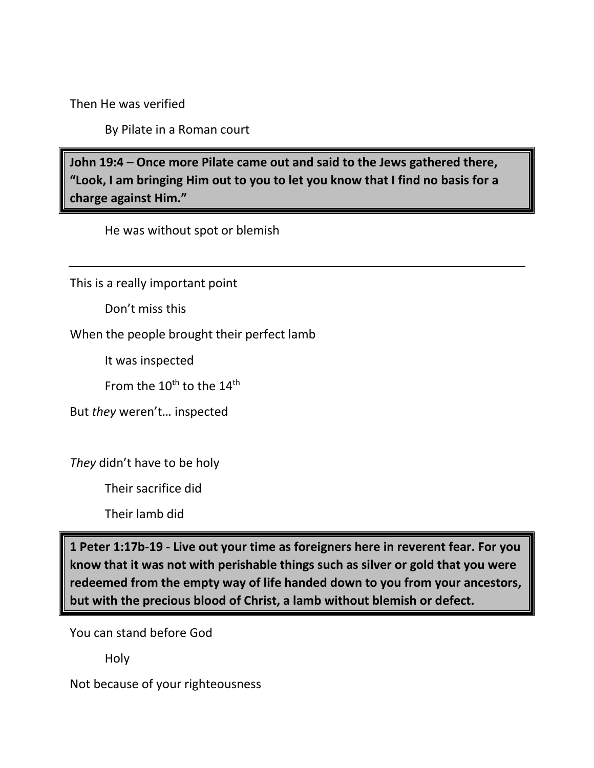Then He was verified

By Pilate in a Roman court

**John 19:4 – Once more Pilate came out and said to the Jews gathered there, "Look, I am bringing Him out to you to let you know that I find no basis for a charge against Him."**

He was without spot or blemish

---

This is a really important point

Don't miss this

When the people brought their perfect lamb

It was inspected

From the 10th to the 14th

But *they* weren't… inspected

*They* didn't have to be holy

Their sacrifice did

Their lamb did

**1 Peter 1:17b-19 - Live out your time as foreigners here in reverent fear. For you know that it was not with perishable things such as silver or gold that you were redeemed from the empty way of life handed down to you from your ancestors, but with the precious blood of Christ, a lamb without blemish or defect.**

You can stand before God

Holy

Not because of your righteousness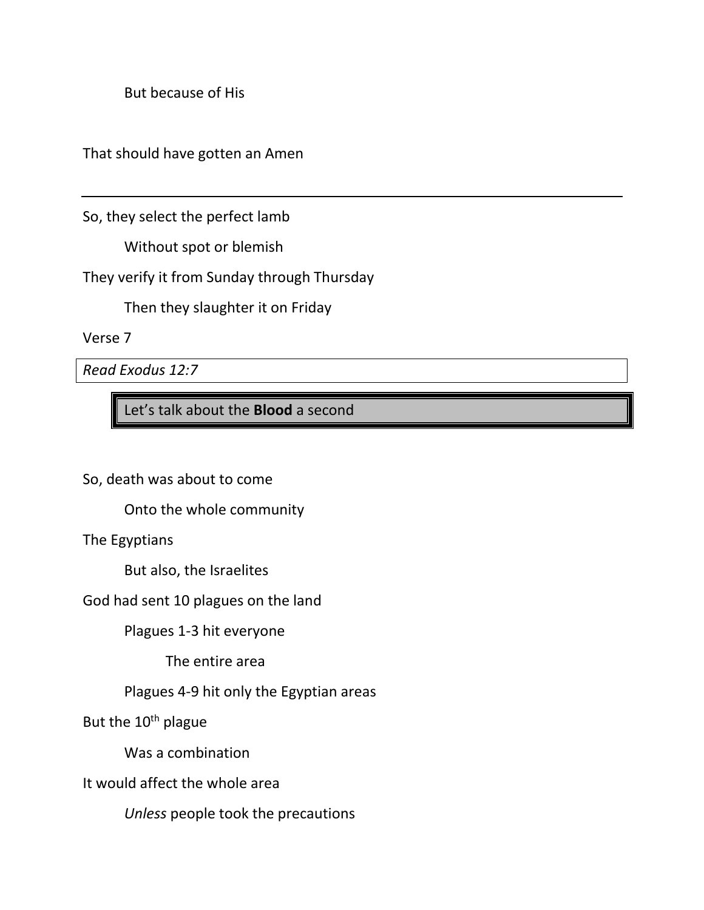But because of His

That should have gotten an Amen

---

So, they select the perfect lamb

Without spot or blemish

They verify it from Sunday through Thursday

Then they slaughter it on Friday

Verse 7

*Read Exodus 12:7*

Let's talk about the **Blood** a second

So, death was about to come

Onto the whole community

The Egyptians

But also, the Israelites

God had sent 10 plagues on the land

Plagues 1-3 hit everyone

The entire area

Plagues 4-9 hit only the Egyptian areas

But the 10th plague

Was a combination

It would affect the whole area

*Unless* people took the precautions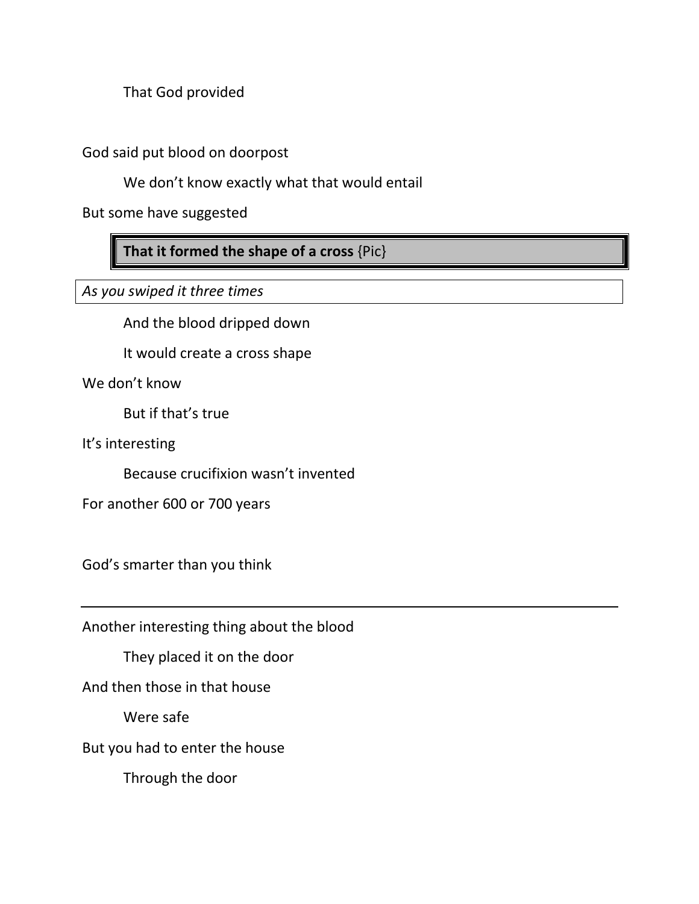That God provided

God said put blood on doorpost

We don't know exactly what that would entail

But some have suggested

**That it formed the shape of a cross** {Pic}

*As you swiped it three times*

And the blood dripped down

It would create a cross shape

We don't know

But if that's true

It's interesting

Because crucifixion wasn't invented

For another 600 or 700 years

God's smarter than you think

---

Another interesting thing about the blood

They placed it on the door

And then those in that house

Were safe

But you had to enter the house

Through the door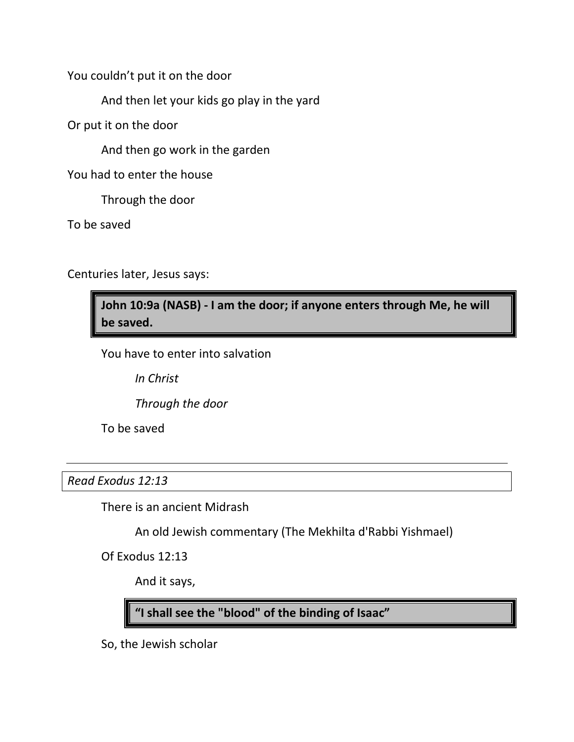You couldn't put it on the door

And then let your kids go play in the yard

Or put it on the door

And then go work in the garden

You had to enter the house

Through the door

To be saved

Centuries later, Jesus says:

> **John 10:9a (NASB) - I am the door; if anyone enters through Me, he will be saved.**

You have to enter into salvation

*In Christ*

*Through the door*

To be saved

---

*Read Exodus 12:13*

There is an ancient Midrash

An old Jewish commentary (The Mekhilta d'Rabbi Yishmael)

Of Exodus 12:13

And it says,

> **"I shall see the "blood" of the binding of Isaac"**

So, the Jewish scholar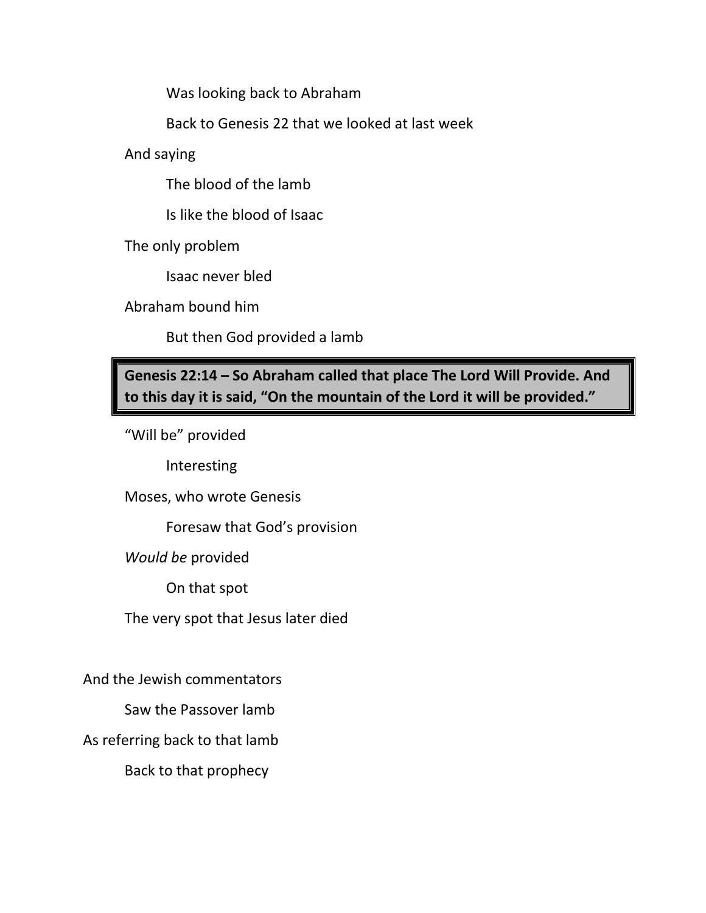Was looking back to Abraham

Back to Genesis 22 that we looked at last week

And saying

The blood of the lamb

Is like the blood of Isaac

The only problem

Isaac never bled

Abraham bound him

But then God provided a lamb

> **Genesis 22:14 – So Abraham called that place The Lord Will Provide. And to this day it is said, "On the mountain of the Lord it will be provided."**

"Will be" provided

Interesting

Moses, who wrote Genesis

Foresaw that God's provision

*Would be* provided

On that spot

The very spot that Jesus later died

And the Jewish commentators

Saw the Passover lamb

As referring back to that lamb

Back to that prophecy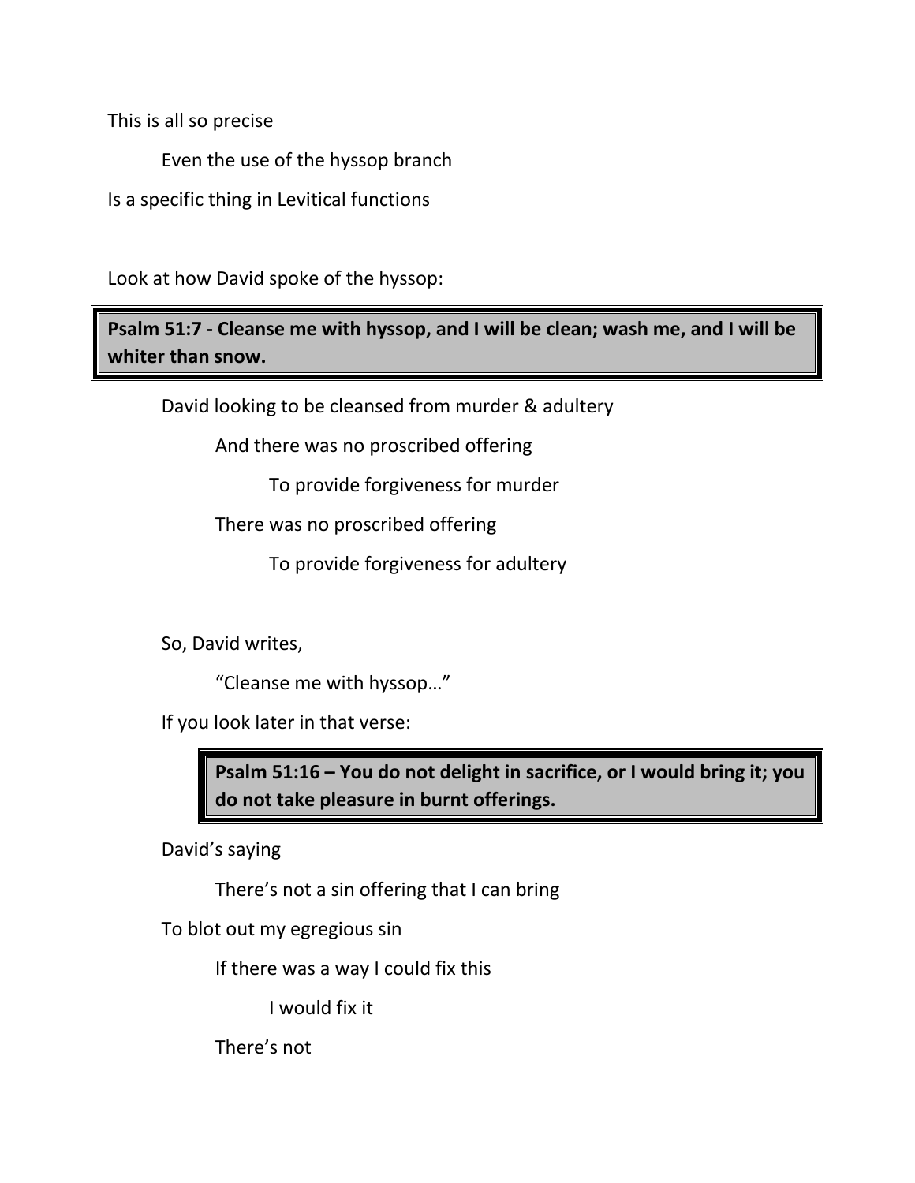This is all so precise

Even the use of the hyssop branch

Is a specific thing in Levitical functions

Look at how David spoke of the hyssop:

> **Psalm 51:7 - Cleanse me with hyssop, and I will be clean; wash me, and I will be whiter than snow.**

David looking to be cleansed from murder & adultery

And there was no proscribed offering

To provide forgiveness for murder

There was no proscribed offering

To provide forgiveness for adultery

So, David writes,

“Cleanse me with hyssop…”

If you look later in that verse:

> **Psalm 51:16 – You do not delight in sacrifice, or I would bring it; you do not take pleasure in burnt offerings.**

David’s saying

There’s not a sin offering that I can bring

To blot out my egregious sin

If there was a way I could fix this

I would fix it

There’s not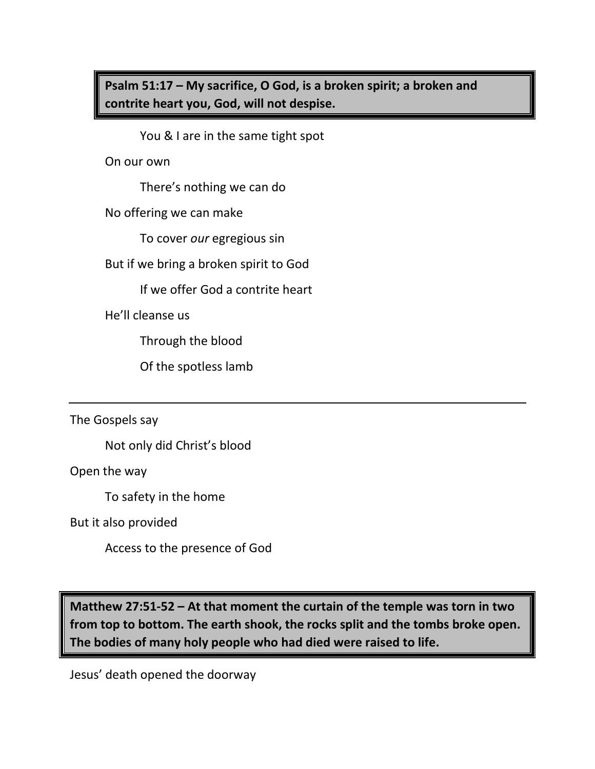> **Psalm 51:17 – My sacrifice, O God, is a broken spirit; a broken and contrite heart you, God, will not despise.**

You & I are in the same tight spot

On our own

There's nothing we can do

No offering we can make

To cover *our* egregious sin

But if we bring a broken spirit to God

If we offer God a contrite heart

He'll cleanse us

Through the blood

Of the spotless lamb

---

The Gospels say

Not only did Christ's blood

Open the way

To safety in the home

But it also provided

Access to the presence of God

> **Matthew 27:51-52 – At that moment the curtain of the temple was torn in two from top to bottom. The earth shook, the rocks split and the tombs broke open. The bodies of many holy people who had died were raised to life.**

Jesus' death opened the doorway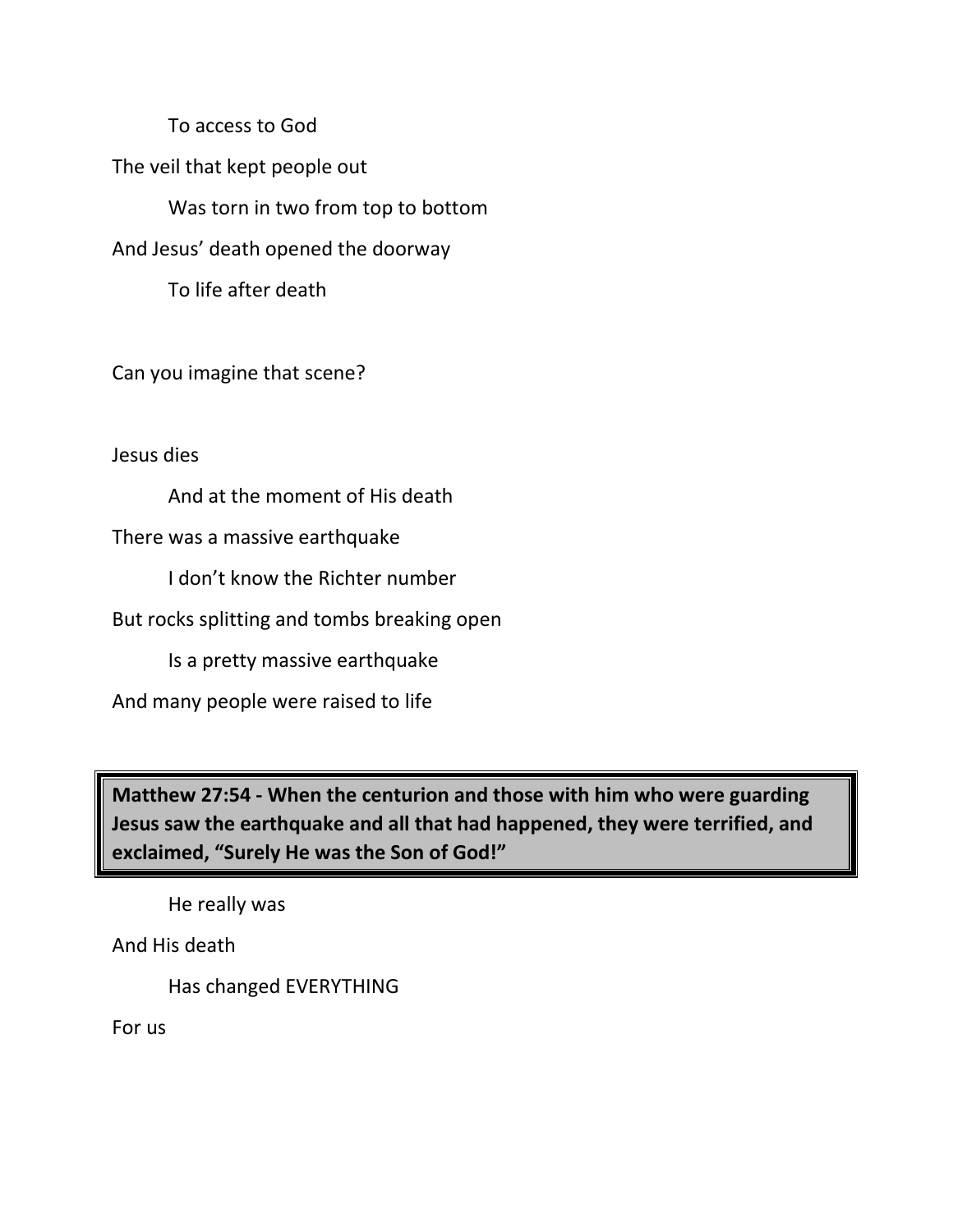To access to God

The veil that kept people out

Was torn in two from top to bottom

And Jesus' death opened the doorway

To life after death

Can you imagine that scene?

Jesus dies

And at the moment of His death

There was a massive earthquake

I don't know the Richter number

But rocks splitting and tombs breaking open

Is a pretty massive earthquake

And many people were raised to life

**Matthew 27:54 - When the centurion and those with him who were guarding Jesus saw the earthquake and all that had happened, they were terrified, and exclaimed, "Surely He was the Son of God!"**

He really was

And His death

Has changed EVERYTHING

For us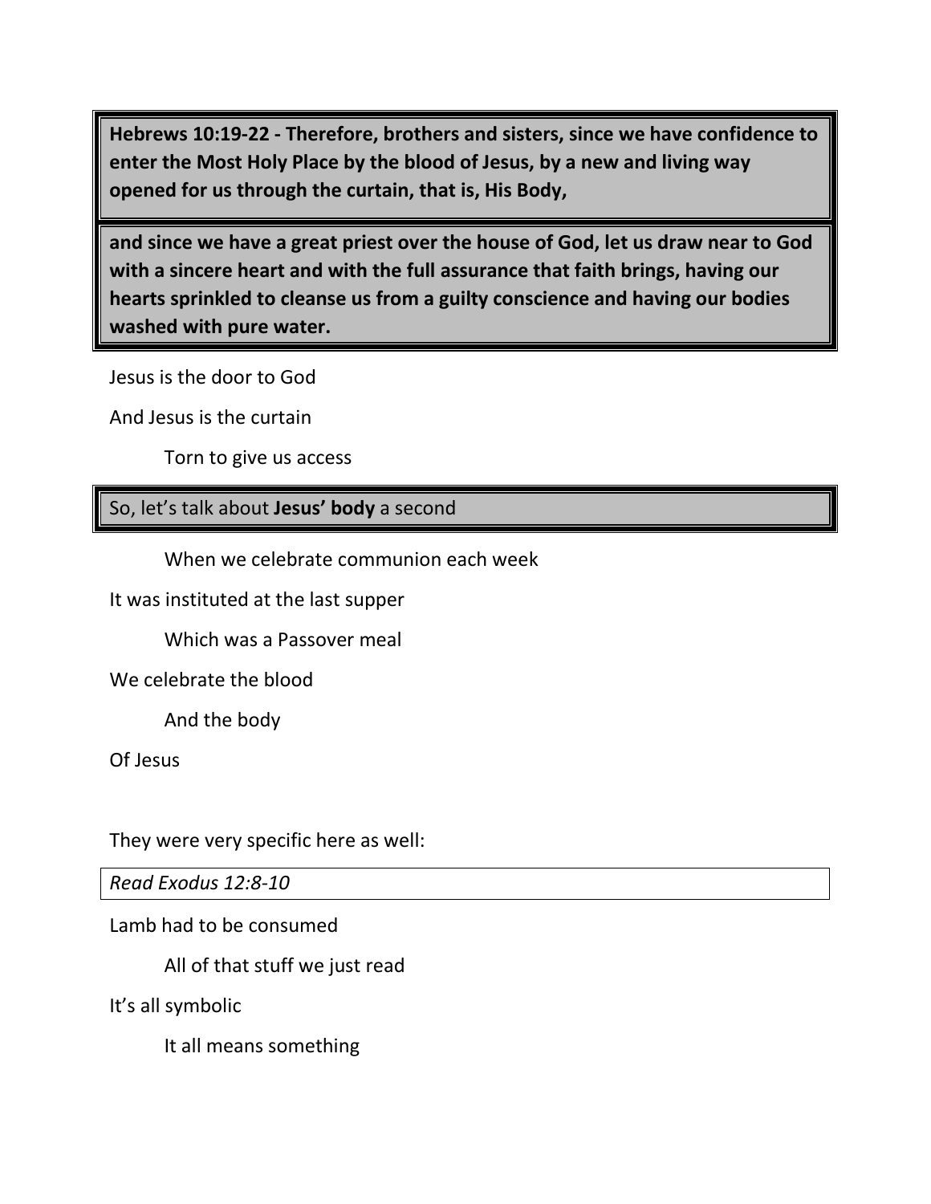**Hebrews 10:19-22 - Therefore, brothers and sisters, since we have confidence to enter the Most Holy Place by the blood of Jesus, by a new and living way opened for us through the curtain, that is, His Body,**

**and since we have a great priest over the house of God, let us draw near to God with a sincere heart and with the full assurance that faith brings, having our hearts sprinkled to cleanse us from a guilty conscience and having our bodies washed with pure water.**

Jesus is the door to God

And Jesus is the curtain

    Torn to give us access

So, let's talk about **Jesus' body** a second

    When we celebrate communion each week

It was instituted at the last supper

    Which was a Passover meal

We celebrate the blood

    And the body

Of Jesus

They were very specific here as well:

*Read Exodus 12:8-10*

Lamb had to be consumed

    All of that stuff we just read

It's all symbolic

    It all means something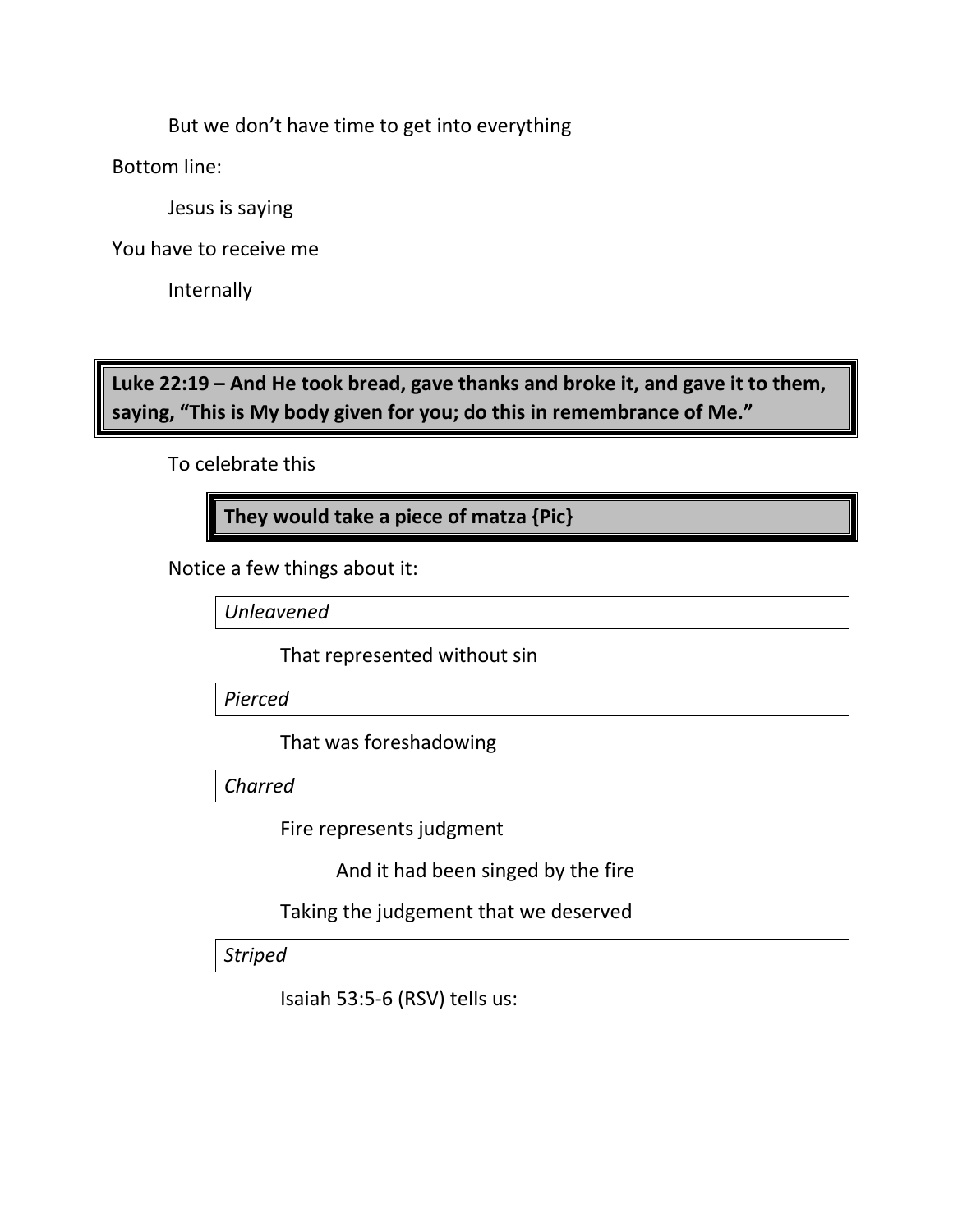But we don't have time to get into everything

Bottom line:

Jesus is saying

You have to receive me

Internally

**Luke 22:19 – And He took bread, gave thanks and broke it, and gave it to them, saying, "This is My body given for you; do this in remembrance of Me."**

To celebrate this

**They would take a piece of matza {Pic}**

Notice a few things about it:

*Unleavened*

That represented without sin

*Pierced*

That was foreshadowing

*Charred*

Fire represents judgment

And it had been singed by the fire

Taking the judgement that we deserved

*Striped*

Isaiah 53:5-6 (RSV) tells us: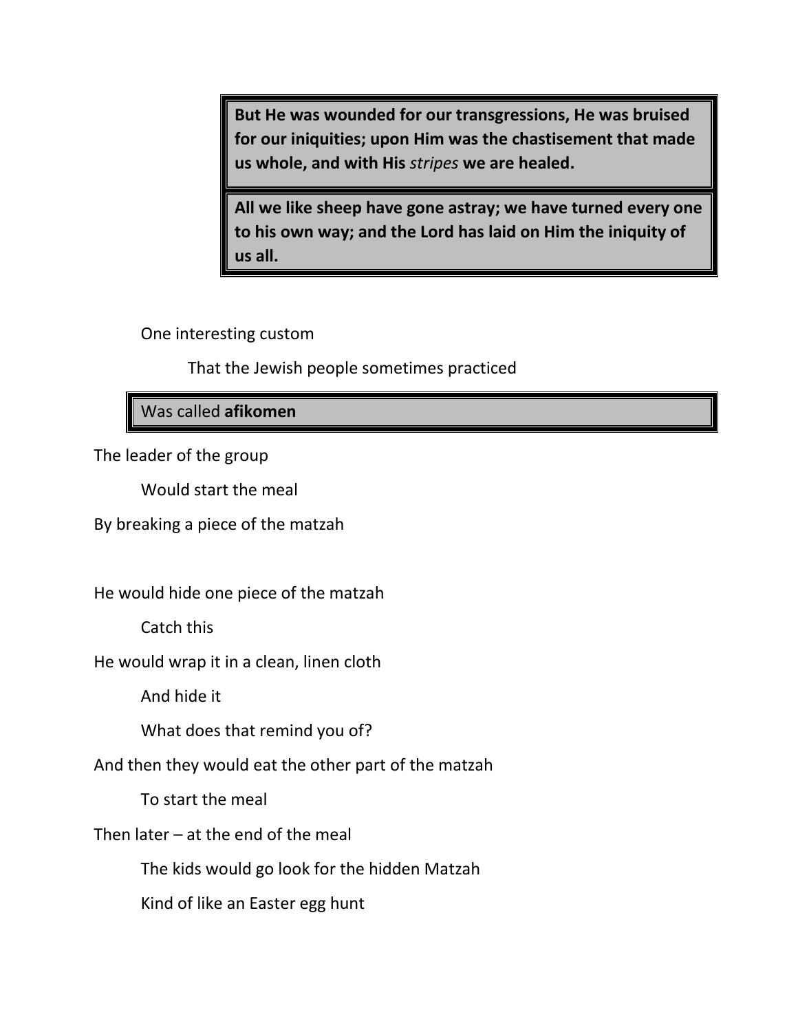> **But He was wounded for our transgressions, He was bruised for our iniquities; upon Him was the chastisement that made us whole, and with His *stripes* we are healed.**

> **All we like sheep have gone astray; we have turned every one to his own way; and the Lord has laid on Him the iniquity of us all.**

One interesting custom

That the Jewish people sometimes practiced

> Was called **afikomen**

The leader of the group

Would start the meal

By breaking a piece of the matzah

He would hide one piece of the matzah

Catch this

He would wrap it in a clean, linen cloth

And hide it

What does that remind you of?

And then they would eat the other part of the matzah

To start the meal

Then later – at the end of the meal

The kids would go look for the hidden Matzah

Kind of like an Easter egg hunt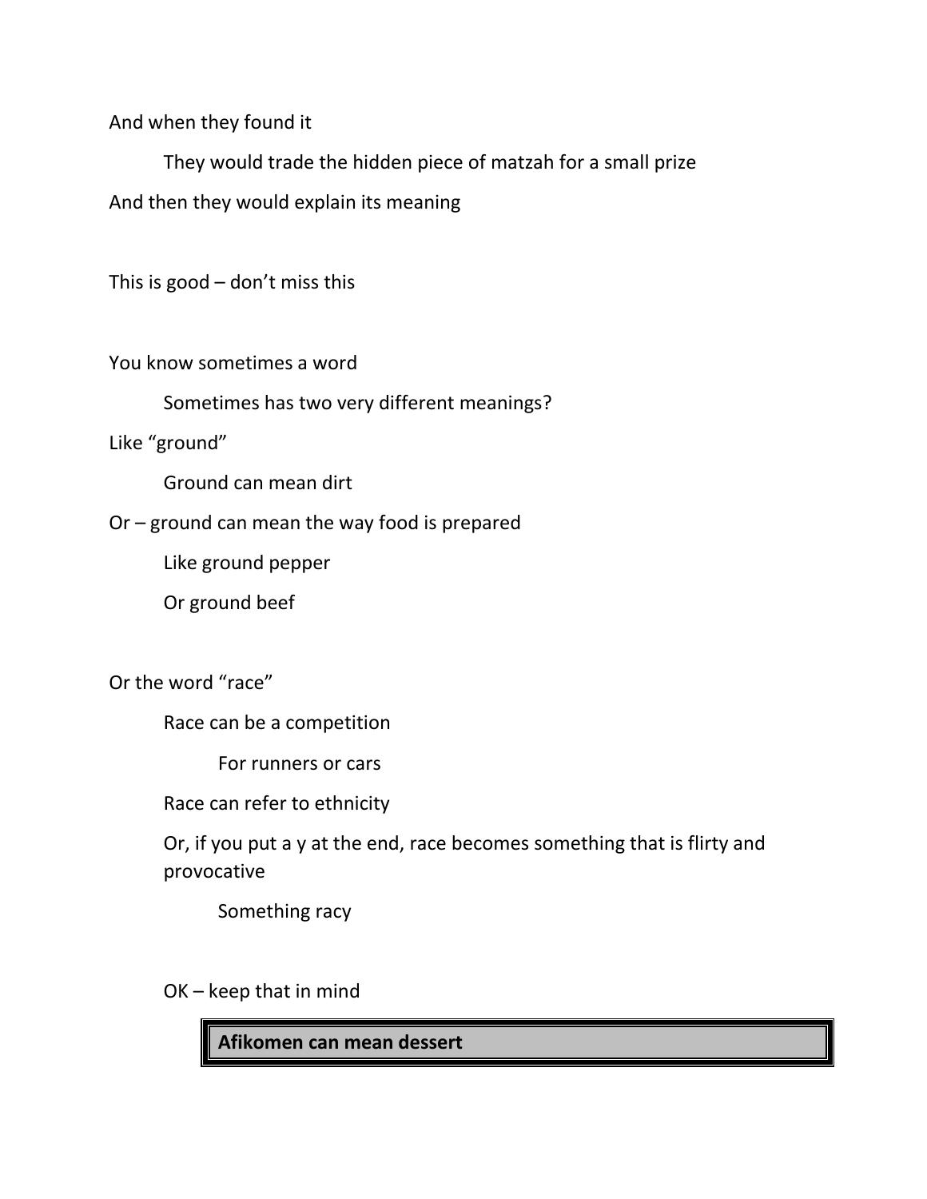And when they found it

They would trade the hidden piece of matzah for a small prize

And then they would explain its meaning

This is good – don't miss this

You know sometimes a word

Sometimes has two very different meanings?

Like "ground"

Ground can mean dirt

Or – ground can mean the way food is prepared

Like ground pepper

Or ground beef

Or the word "race"

Race can be a competition

For runners or cars

Race can refer to ethnicity

Or, if you put a y at the end, race becomes something that is flirty and provocative

Something racy

OK – keep that in mind

**Afikomen can mean dessert**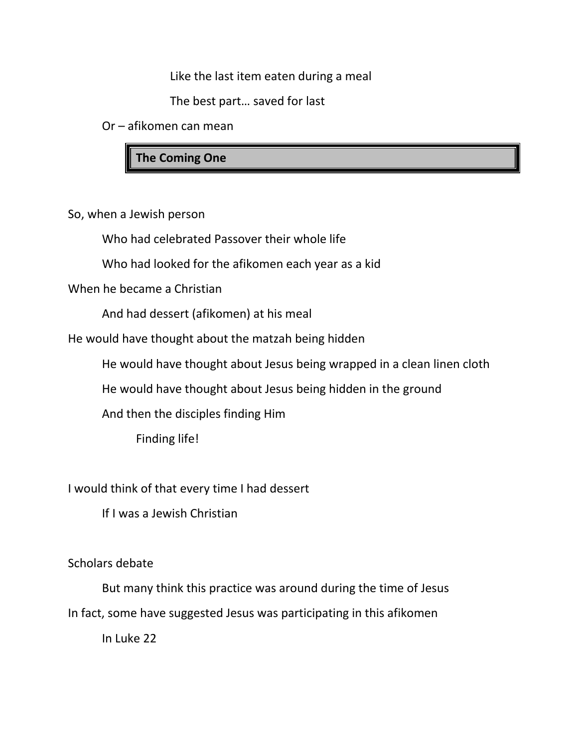Like the last item eaten during a meal

The best part… saved for last

Or – afikomen can mean

**The Coming One**

So, when a Jewish person

Who had celebrated Passover their whole life

Who had looked for the afikomen each year as a kid

When he became a Christian

And had dessert (afikomen) at his meal

He would have thought about the matzah being hidden

He would have thought about Jesus being wrapped in a clean linen cloth

He would have thought about Jesus being hidden in the ground

And then the disciples finding Him

Finding life!

I would think of that every time I had dessert

If I was a Jewish Christian

Scholars debate

But many think this practice was around during the time of Jesus

In fact, some have suggested Jesus was participating in this afikomen

In Luke 22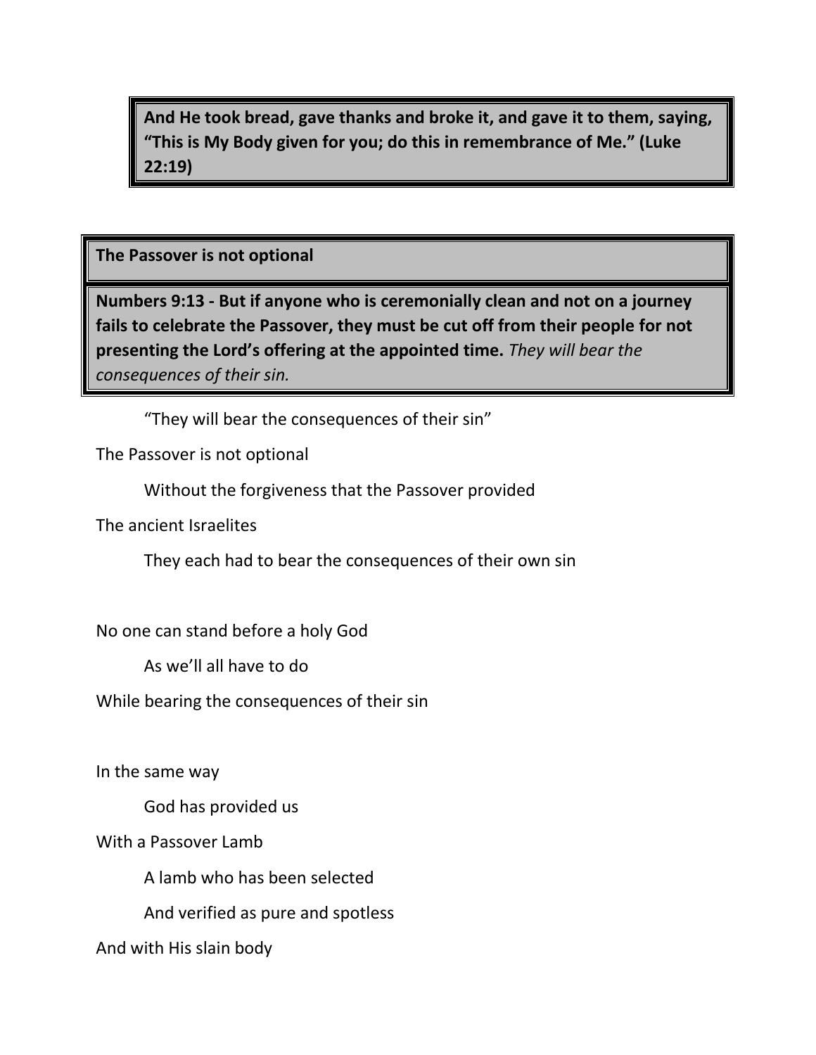**And He took bread, gave thanks and broke it, and gave it to them, saying, "This is My Body given for you; do this in remembrance of Me." (Luke 22:19)**

**The Passover is not optional**

**Numbers 9:13 - But if anyone who is ceremonially clean and not on a journey fails to celebrate the Passover, they must be cut off from their people for not presenting the Lord's offering at the appointed time.** *They will bear the consequences of their sin.*

"They will bear the consequences of their sin"

The Passover is not optional

Without the forgiveness that the Passover provided

The ancient Israelites

They each had to bear the consequences of their own sin

No one can stand before a holy God

As we'll all have to do

While bearing the consequences of their sin

In the same way

God has provided us

With a Passover Lamb

A lamb who has been selected

And verified as pure and spotless

And with His slain body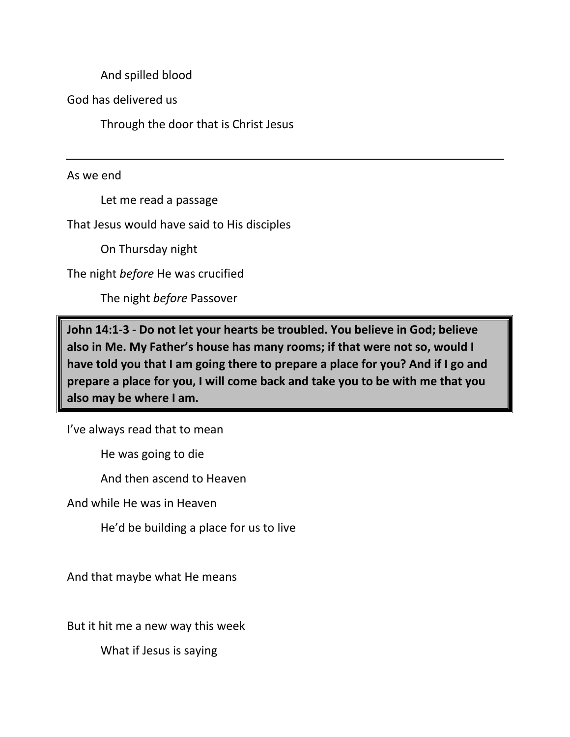And spilled blood

God has delivered us

Through the door that is Christ Jesus

---

As we end

Let me read a passage

That Jesus would have said to His disciples

On Thursday night

The night *before* He was crucified

The night *before* Passover

> **John 14:1-3 - Do not let your hearts be troubled. You believe in God; believe also in Me. My Father's house has many rooms; if that were not so, would I have told you that I am going there to prepare a place for you? And if I go and prepare a place for you, I will come back and take you to be with me that you also may be where I am.**

I've always read that to mean

He was going to die

And then ascend to Heaven

And while He was in Heaven

He'd be building a place for us to live

And that maybe what He means

But it hit me a new way this week

What if Jesus is saying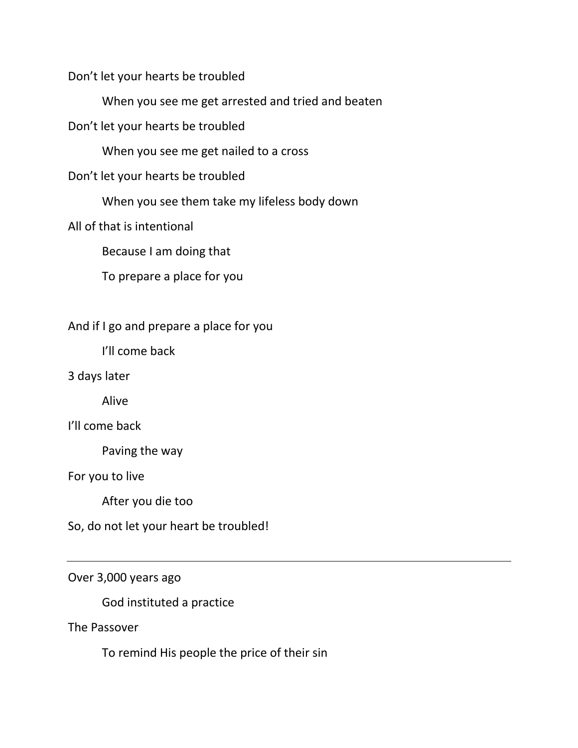Don't let your hearts be troubled

When you see me get arrested and tried and beaten

Don't let your hearts be troubled

When you see me get nailed to a cross

Don't let your hearts be troubled

When you see them take my lifeless body down

All of that is intentional

Because I am doing that

To prepare a place for you

And if I go and prepare a place for you

I'll come back

3 days later

Alive

I'll come back

Paving the way

For you to live

After you die too

So, do not let your heart be troubled!

---

Over 3,000 years ago

God instituted a practice

The Passover

To remind His people the price of their sin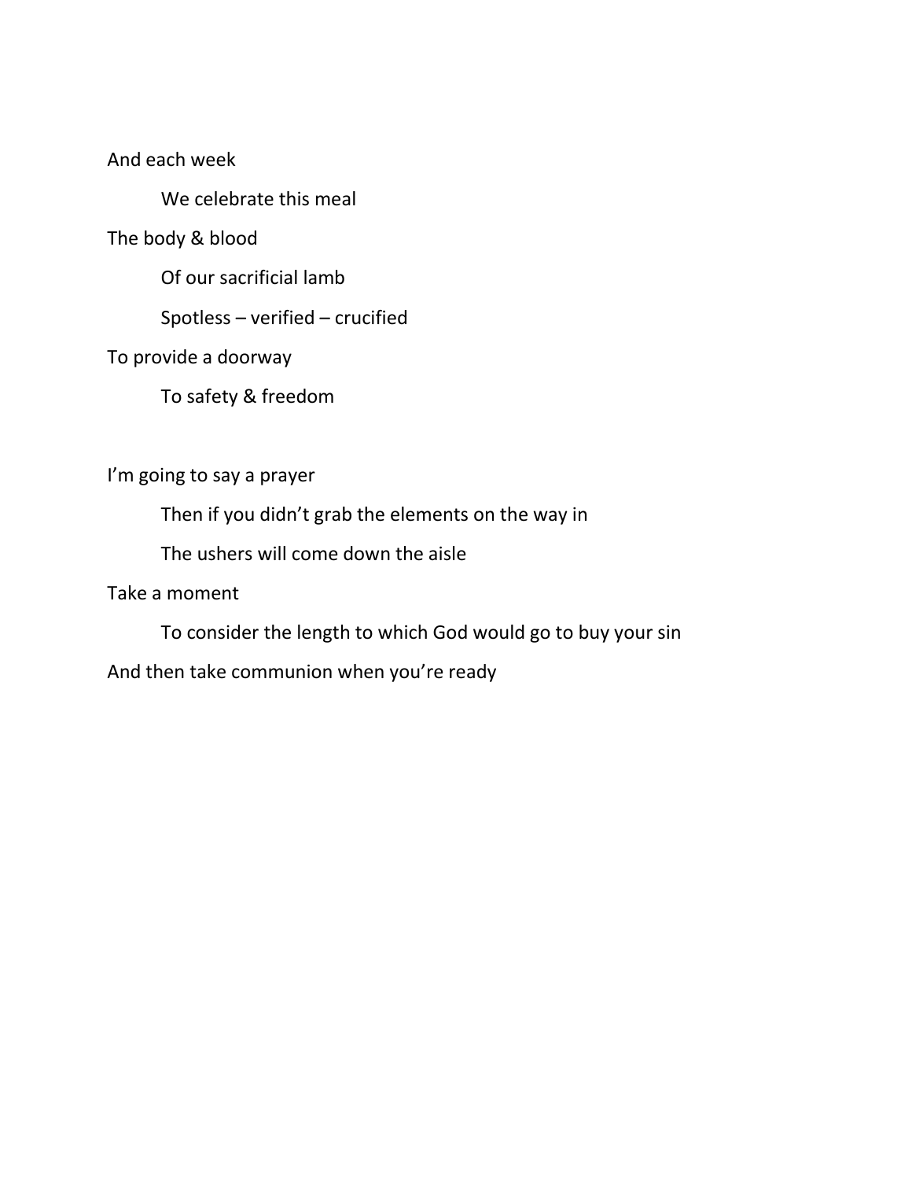And each week

We celebrate this meal

The body & blood

Of our sacrificial lamb

Spotless – verified – crucified

To provide a doorway

To safety & freedom

I'm going to say a prayer

Then if you didn't grab the elements on the way in

The ushers will come down the aisle

Take a moment

To consider the length to which God would go to buy your sin

And then take communion when you're ready